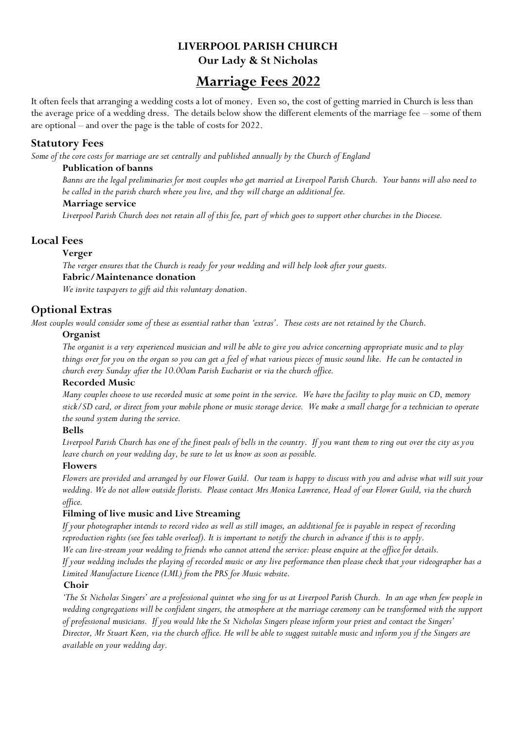# LIVERPOOL PARISH CHURCH

## Our Lady & St Nicholas

# Marriage Fees 2022

It often feels that arranging a wedding costs a lot of money. Even so, the cost of getting married in Church is less than the average price of a wedding dress. The details below show the different elements of the marriage fee – some of them are optional – and over the page is the table of costs for 2022.

## Statutory Fees

*Some of the core costs for marriage are set centrally and published annually by the Church of England*

### Publication of banns

*Banns are the legal preliminaries for most couples who get married at Liverpool Parish Church. Your banns will also need to be called in the parish church where you live, and they will charge an additional fee.*

### Marriage service

*Liverpool Parish Church does not retain all of this fee, part of which goes to support other churches in the Diocese.*

## Local Fees

### Verger

*The verger ensures that the Church is ready for your wedding and will help look after your guests.*

### Fabric/Maintenance donation

*We invite taxpayers to gift aid this voluntary donation.*

## Optional Extras

*Most couples would consider some of these as essential rather than 'extras'. These costs are not retained by the Church.*

### Organist

*The organist is a very experienced musician and will be able to give you advice concerning appropriate music and to play things over for you on the organ so you can get a feel of what various pieces of music sound like. He can be contacted in church every Sunday after the 10.00am Parish Eucharist or via the church office.*

### Recorded Music

*Many couples choose to use recorded music at some point in the service. We have the facility to play music on CD, memory stick/SD card, or direct from your mobile phone or music storage device. We make a small charge for a technician to operate the sound system during the service.*

### Bells

*Liverpool Parish Church has one of the finest peals of bells in the country. If you want them to ring out over the city as you leave church on your wedding day, be sure to let us know as soon as possible.*

### Flowers

*Flowers are provided and arranged by our Flower Guild. Our team is happy to discuss with you and advise what will suit your wedding. We do not allow outside florists. Please contact Mrs Monica Lawrence, Head of our Flower Guild, via the church office.*

### Filming of live music and Live Streaming

*If your photographer intends to record video as well as still images, an additional fee is payable in respect of recording reproduction rights (see fees table overleaf). It is important to notify the church in advance if this is to apply.*

*We can live-stream your wedding to friends who cannot attend the service: please enquire at the office for details.*

*If your wedding includes the playing of recorded music or any live performance then please check that your videographer has a Limited Manufacture Licence (LML) from the PRS for Music website.*

### Choir

*'The St Nicholas Singers' are a professional quintet who sing for us at Liverpool Parish Church. In an age when few people in wedding congregations will be confident singers, the atmosphere at the marriage ceremony can be transformed with the support of professional musicians. If you would like the St Nicholas Singers please inform your priest and contact the Singers' Director, Mr Stuart Keen, via the church office. He will be able to suggest suitable music and inform you if the Singers are available on your wedding day.*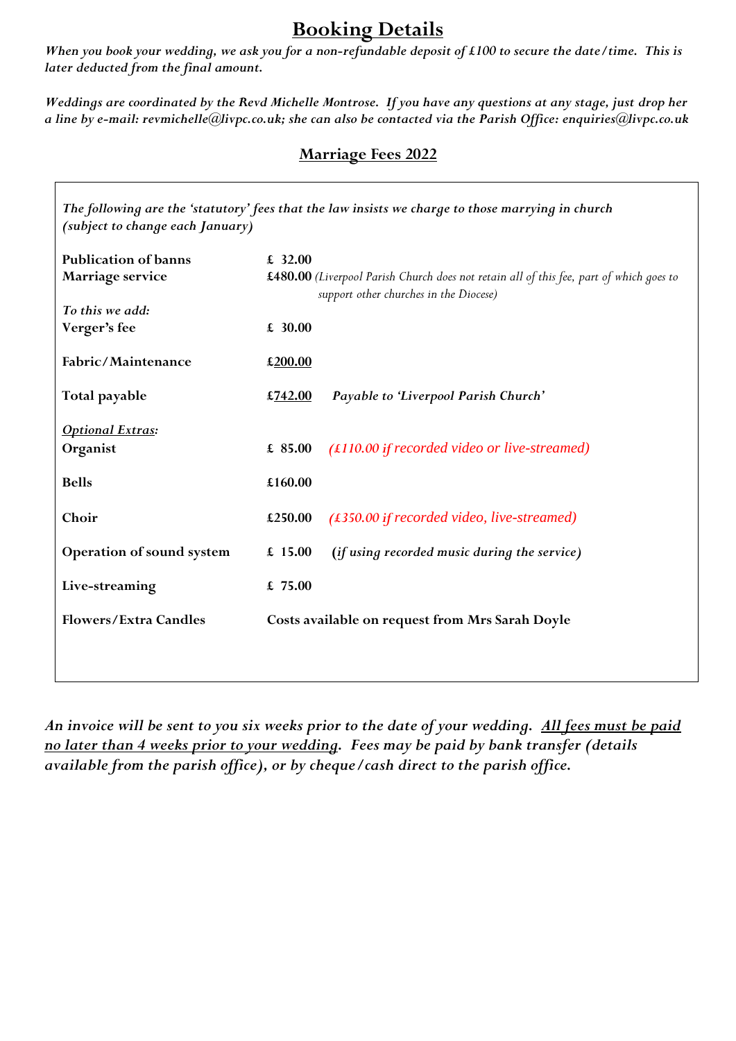# Booking Details

***When you book your wedding, we ask you for a non-refundable deposit of £100 to secure the date/time. This is later deducted from the final amount.***

***Weddings are coordinated by the Revd Michelle Montrose. If you have any questions at any stage, just drop her a line by e-mail: revmichelle@livpc.co.uk; she can also be contacted via the Parish Office: enquiries@livpc.co.uk***

## Marriage Fees 2022

***The following are the 'statutory' fees that the law insists we charge to those marrying in church (subject to change each January)***

| | | |
|---|---|---|
| **Publication of banns** | **£ 32.00** | |
| **Marriage service** | **£480.00** | *(Liverpool Parish Church does not retain all of this fee, part of which goes to support other churches in the Diocese)* |
| ***To this we add:*** | | |
| **Verger's fee** | **£ 30.00** | |
| **Fabric/Maintenance** | **£200.00** | |
| **Total payable** | **£742.00** | ***Payable to 'Liverpool Parish Church'*** |
| ***Optional Extras:*** | | |
| **Organist** | **£ 85.00** | *(£110.00 if recorded video or live-streamed)* |
| **Bells** | **£160.00** | |
| **Choir** | **£250.00** | *(£350.00 if recorded video, live-streamed)* |
| **Operation of sound system** | **£ 15.00** | ***(if using recorded music during the service)*** |
| **Live-streaming** | **£ 75.00** | |
| **Flowers/Extra Candles** | **Costs available on request from Mrs Sarah Doyle** | |

***An invoice will be sent to you six weeks prior to the date of your wedding. All fees must be paid no later than 4 weeks prior to your wedding. Fees may be paid by bank transfer (details available from the parish office), or by cheque/cash direct to the parish office.***